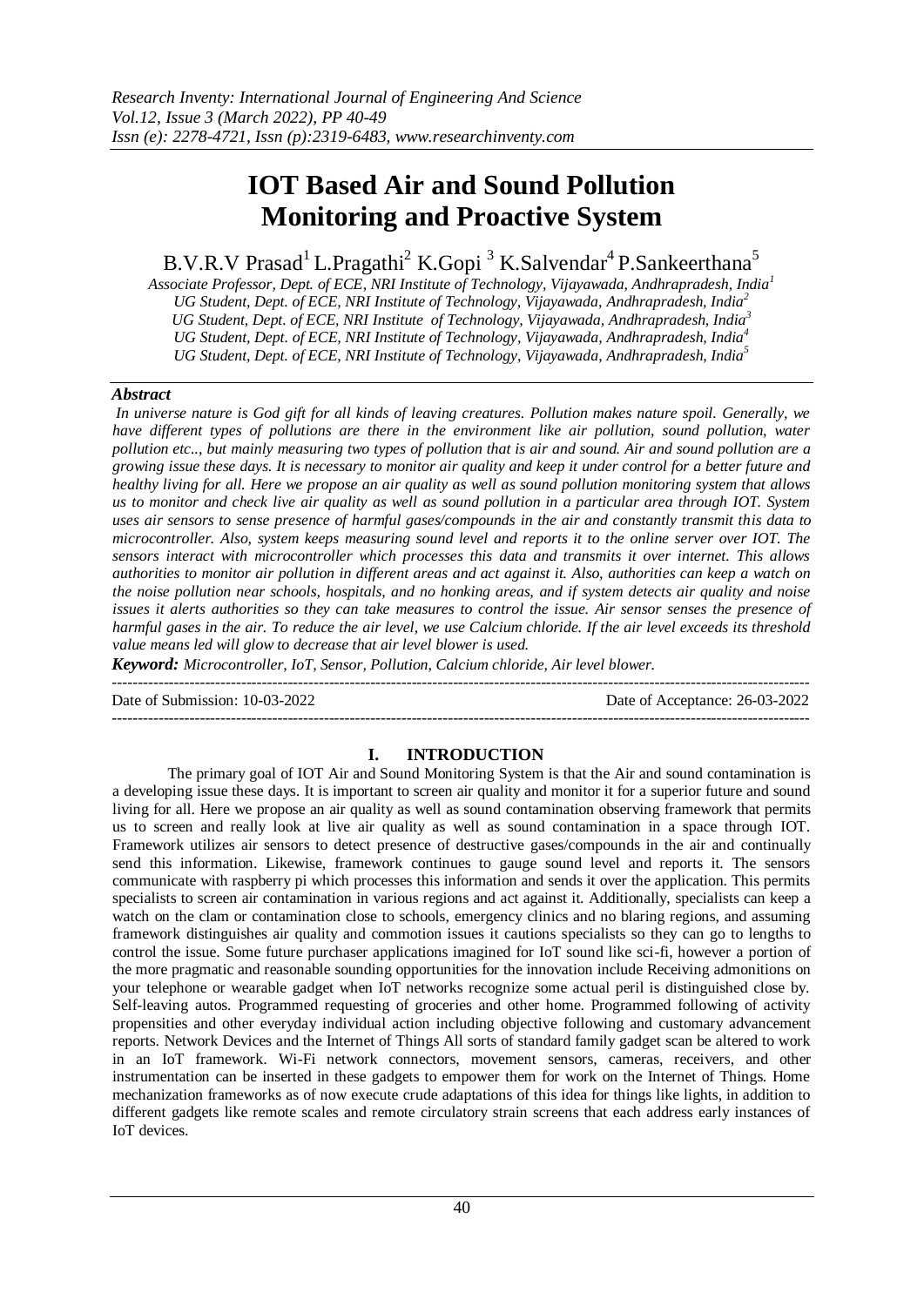# IOT Based Air and Sound Pollution Monitoring and Proactive System

B.V.R.V Prasad[1] L.Pragathi[2] K.Gopi[3] K.Salvendar[4] P.Sankeerthana[5]

*Associate Professor, Dept. of ECE, NRI Institute of Technology, Vijayawada, Andhrapradesh, India[1]*
*UG Student, Dept. of ECE, NRI Institute of Technology, Vijayawada, Andhrapradesh, India[2]*
*UG Student, Dept. of ECE, NRI Institute of Technology, Vijayawada, Andhrapradesh, India[3]*
*UG Student, Dept. of ECE, NRI Institute of Technology, Vijayawada, Andhrapradesh, India[4]*
*UG Student, Dept. of ECE, NRI Institute of Technology, Vijayawada, Andhrapradesh, India[5]*

## *Abstract*

*In universe nature is God gift for all kinds of leaving creatures. Pollution makes nature spoil. Generally, we have different types of pollutions are there in the environment like air pollution, sound pollution, water pollution etc.., but mainly measuring two types of pollution that is air and sound. Air and sound pollution are a growing issue these days. It is necessary to monitor air quality and keep it under control for a better future and healthy living for all. Here we propose an air quality as well as sound pollution monitoring system that allows us to monitor and check live air quality as well as sound pollution in a particular area through IOT. System uses air sensors to sense presence of harmful gases/compounds in the air and constantly transmit this data to microcontroller. Also, system keeps measuring sound level and reports it to the online server over IOT. The sensors interact with microcontroller which processes this data and transmits it over internet. This allows authorities to monitor air pollution in different areas and act against it. Also, authorities can keep a watch on the noise pollution near schools, hospitals, and no honking areas, and if system detects air quality and noise issues it alerts authorities so they can take measures to control the issue. Air sensor senses the presence of harmful gases in the air. To reduce the air level, we use Calcium chloride. If the air level exceeds its threshold value means led will glow to decrease that air level blower is used.*

***Keyword:*** *Microcontroller, IoT, Sensor, Pollution, Calcium chloride, Air level blower.*

---

Date of Submission: 10-03-2022 Date of Acceptance: 26-03-2022

---

## I. INTRODUCTION

The primary goal of IOT Air and Sound Monitoring System is that the Air and sound contamination is a developing issue these days. It is important to screen air quality and monitor it for a superior future and sound living for all. Here we propose an air quality as well as sound contamination observing framework that permits us to screen and really look at live air quality as well as sound contamination in a space through IOT. Framework utilizes air sensors to detect presence of destructive gases/compounds in the air and continually send this information. Likewise, framework continues to gauge sound level and reports it. The sensors communicate with raspberry pi which processes this information and sends it over the application. This permits specialists to screen air contamination in various regions and act against it. Additionally, specialists can keep a watch on the clam or contamination close to schools, emergency clinics and no blaring regions, and assuming framework distinguishes air quality and commotion issues it cautions specialists so they can go to lengths to control the issue. Some future purchaser applications imagined for IoT sound like sci-fi, however a portion of the more pragmatic and reasonable sounding opportunities for the innovation include Receiving admonitions on your telephone or wearable gadget when IoT networks recognize some actual peril is distinguished close by. Self-leaving autos. Programmed requesting of groceries and other home. Programmed following of activity propensities and other everyday individual action including objective following and customary advancement reports. Network Devices and the Internet of Things All sorts of standard family gadget scan be altered to work in an IoT framework. Wi-Fi network connectors, movement sensors, cameras, receivers, and other instrumentation can be inserted in these gadgets to empower them for work on the Internet of Things. Home mechanization frameworks as of now execute crude adaptations of this idea for things like lights, in addition to different gadgets like remote scales and remote circulatory strain screens that each address early instances of IoT devices.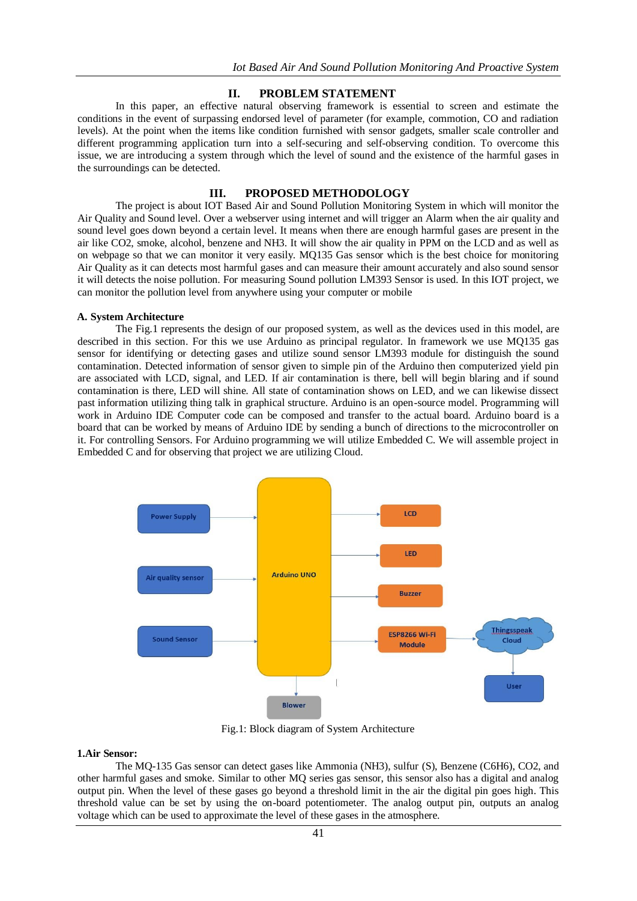## II. PROBLEM STATEMENT

In this paper, an effective natural observing framework is essential to screen and estimate the conditions in the event of surpassing endorsed level of parameter (for example, commotion, CO and radiation levels). At the point when the items like condition furnished with sensor gadgets, smaller scale controller and different programming application turn into a self-securing and self-observing condition. To overcome this issue, we are introducing a system through which the level of sound and the existence of the harmful gases in the surroundings can be detected.

## III. PROPOSED METHODOLOGY

The project is about IOT Based Air and Sound Pollution Monitoring System in which will monitor the Air Quality and Sound level. Over a webserver using internet and will trigger an Alarm when the air quality and sound level goes down beyond a certain level. It means when there are enough harmful gases are present in the air like CO2, smoke, alcohol, benzene and NH3. It will show the air quality in PPM on the LCD and as well as on webpage so that we can monitor it very easily. MQ135 Gas sensor which is the best choice for monitoring Air Quality as it can detects most harmful gases and can measure their amount accurately and also sound sensor it will detects the noise pollution. For measuring Sound pollution LM393 Sensor is used. In this IOT project, we can monitor the pollution level from anywhere using your computer or mobile

### A. System Architecture

The Fig.1 represents the design of our proposed system, as well as the devices used in this model, are described in this section. For this we use Arduino as principal regulator. In framework we use MQ135 gas sensor for identifying or detecting gases and utilize sound sensor LM393 module for distinguish the sound contamination. Detected information of sensor given to simple pin of the Arduino then computerized yield pin are associated with LCD, signal, and LED. If air contamination is there, bell will begin blaring and if sound contamination is there, LED will shine. All state of contamination shows on LED, and we can likewise dissect past information utilizing thing talk in graphical structure. Arduino is an open-source model. Programming will work in Arduino IDE Computer code can be composed and transfer to the actual board. Arduino board is a board that can be worked by means of Arduino IDE by sending a bunch of directions to the microcontroller on it. For controlling Sensors. For Arduino programming we will utilize Embedded C. We will assemble project in Embedded C and for observing that project we are utilizing Cloud.

Power Supply → Arduino UNO; Air quality sensor → Arduino UNO; Sound Sensor → Arduino UNO; Arduino UNO → LCD; Arduino UNO → LED; Arduino UNO → Buzzer; Arduino UNO → ESP8266 Wi-Fi Module → Thingsspeak Cloud → User; Arduino UNO → Blower

Fig.1: Block diagram of System Architecture

### 1.Air Sensor:

The MQ-135 Gas sensor can detect gases like Ammonia (NH3), sulfur (S), Benzene (C6H6), CO2, and other harmful gases and smoke. Similar to other MQ series gas sensor, this sensor also has a digital and analog output pin. When the level of these gases go beyond a threshold limit in the air the digital pin goes high. This threshold value can be set by using the on-board potentiometer. The analog output pin, outputs an analog voltage which can be used to approximate the level of these gases in the atmosphere.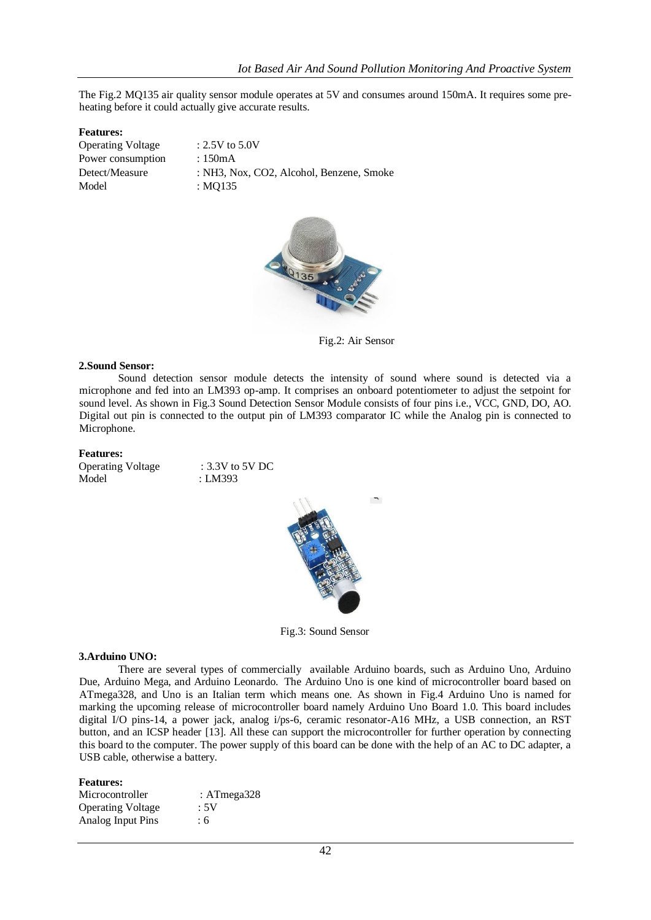The Fig.2 MQ135 air quality sensor module operates at 5V and consumes around 150mA. It requires some pre-heating before it could actually give accurate results.

**Features:**

| | |
|---|---|
| Operating Voltage | : 2.5V to 5.0V |
| Power consumption | : 150mA |
| Detect/Measure | : $NH_3$, Nox, $CO_2$, Alcohol, Benzene, Smoke |
| Model | : MQ135 |

Fig.2: Air Sensor

**2.Sound Sensor:**

Sound detection sensor module detects the intensity of sound where sound is detected via a microphone and fed into an LM393 op-amp. It comprises an onboard potentiometer to adjust the setpoint for sound level. As shown in Fig.3 Sound Detection Sensor Module consists of four pins i.e., VCC, GND, DO, AO. Digital out pin is connected to the output pin of LM393 comparator IC while the Analog pin is connected to Microphone.

**Features:**

| | |
|---|---|
| Operating Voltage | : 3.3V to 5V DC |
| Model | : LM393 |

Fig.3: Sound Sensor

**3.Arduino UNO:**

There are several types of commercially available Arduino boards, such as Arduino Uno, Arduino Due, Arduino Mega, and Arduino Leonardo. The Arduino Uno is one kind of microcontroller board based on ATmega328, and Uno is an Italian term which means one. As shown in Fig.4 Arduino Uno is named for marking the upcoming release of microcontroller board namely Arduino Uno Board 1.0. This board includes digital I/O pins-14, a power jack, analog i/ps-6, ceramic resonator-A16 MHz, a USB connection, an RST button, and an ICSP header [13]. All these can support the microcontroller for further operation by connecting this board to the computer. The power supply of this board can be done with the help of an AC to DC adapter, a USB cable, otherwise a battery.

**Features:**

| | |
|---|---|
| Microcontroller | : ATmega328 |
| Operating Voltage | : 5V |
| Analog Input Pins | : 6 |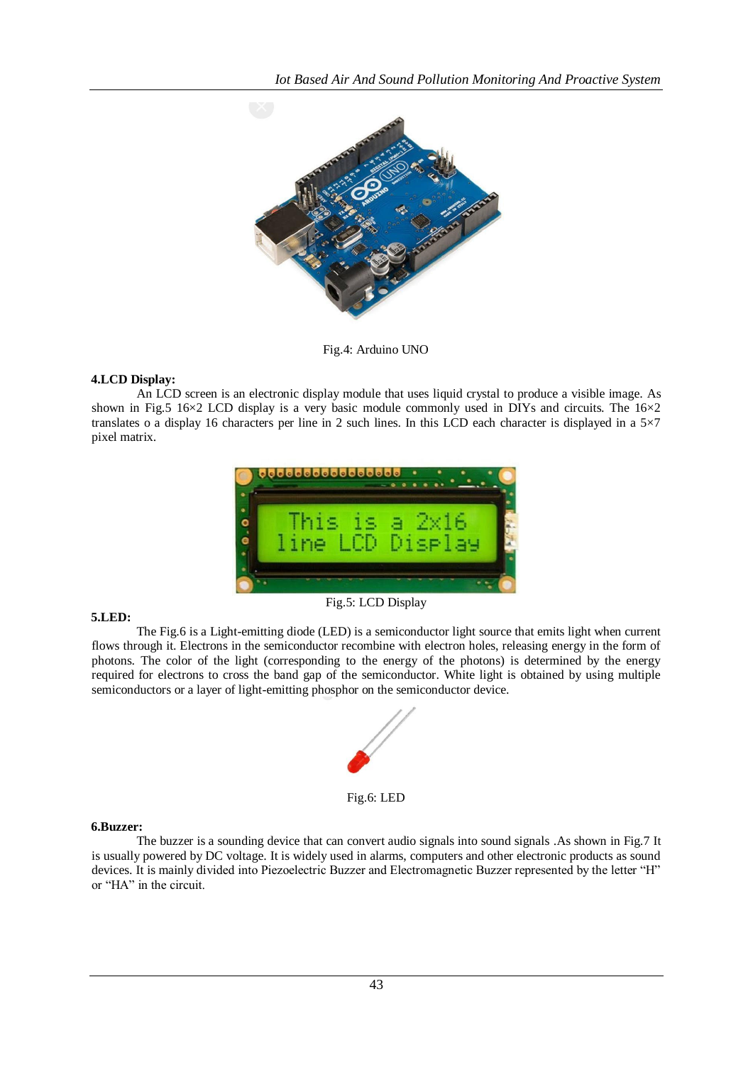Fig.4: Arduino UNO

**4.LCD Display:**

An LCD screen is an electronic display module that uses liquid crystal to produce a visible image. As shown in Fig.5 16×2 LCD display is a very basic module commonly used in DIYs and circuits. The 16×2 translates o a display 16 characters per line in 2 such lines. In this LCD each character is displayed in a 5×7 pixel matrix.

Fig.5: LCD Display

**5.LED:**

The Fig.6 is a Light-emitting diode (LED) is a semiconductor light source that emits light when current flows through it. Electrons in the semiconductor recombine with electron holes, releasing energy in the form of photons. The color of the light (corresponding to the energy of the photons) is determined by the energy required for electrons to cross the band gap of the semiconductor. White light is obtained by using multiple semiconductors or a layer of light-emitting phosphor on the semiconductor device.

Fig.6: LED

**6.Buzzer:**

The buzzer is a sounding device that can convert audio signals into sound signals .As shown in Fig.7 It is usually powered by DC voltage. It is widely used in alarms, computers and other electronic products as sound devices. It is mainly divided into Piezoelectric Buzzer and Electromagnetic Buzzer represented by the letter "H" or "HA" in the circuit.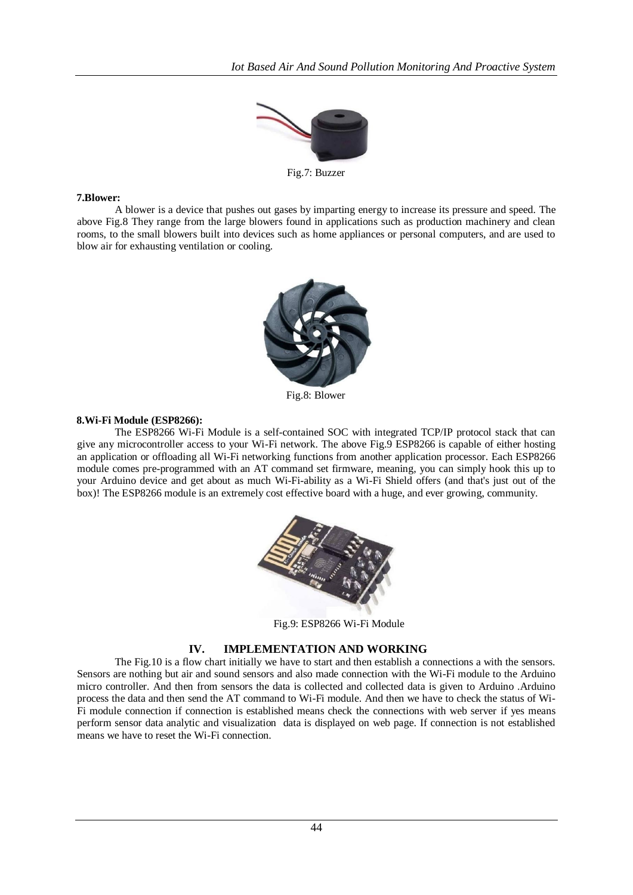Fig.7: Buzzer

**7.Blower:**

A blower is a device that pushes out gases by imparting energy to increase its pressure and speed. The above Fig.8 They range from the large blowers found in applications such as production machinery and clean rooms, to the small blowers built into devices such as home appliances or personal computers, and are used to blow air for exhausting ventilation or cooling.

Fig.8: Blower

**8.Wi-Fi Module (ESP8266):**

The ESP8266 Wi-Fi Module is a self-contained SOC with integrated TCP/IP protocol stack that can give any microcontroller access to your Wi-Fi network. The above Fig.9 ESP8266 is capable of either hosting an application or offloading all Wi-Fi networking functions from another application processor. Each ESP8266 module comes pre-programmed with an AT command set firmware, meaning, you can simply hook this up to your Arduino device and get about as much Wi-Fi-ability as a Wi-Fi Shield offers (and that's just out of the box)! The ESP8266 module is an extremely cost effective board with a huge, and ever growing, community.

Fig.9: ESP8266 Wi-Fi Module

## IV. IMPLEMENTATION AND WORKING

The Fig.10 is a flow chart initially we have to start and then establish a connections a with the sensors. Sensors are nothing but air and sound sensors and also made connection with the Wi-Fi module to the Arduino micro controller. And then from sensors the data is collected and collected data is given to Arduino .Arduino process the data and then send the AT command to Wi-Fi module. And then we have to check the status of Wi-Fi module connection if connection is established means check the connections with web server if yes means perform sensor data analytic and visualization data is displayed on web page. If connection is not established means we have to reset the Wi-Fi connection.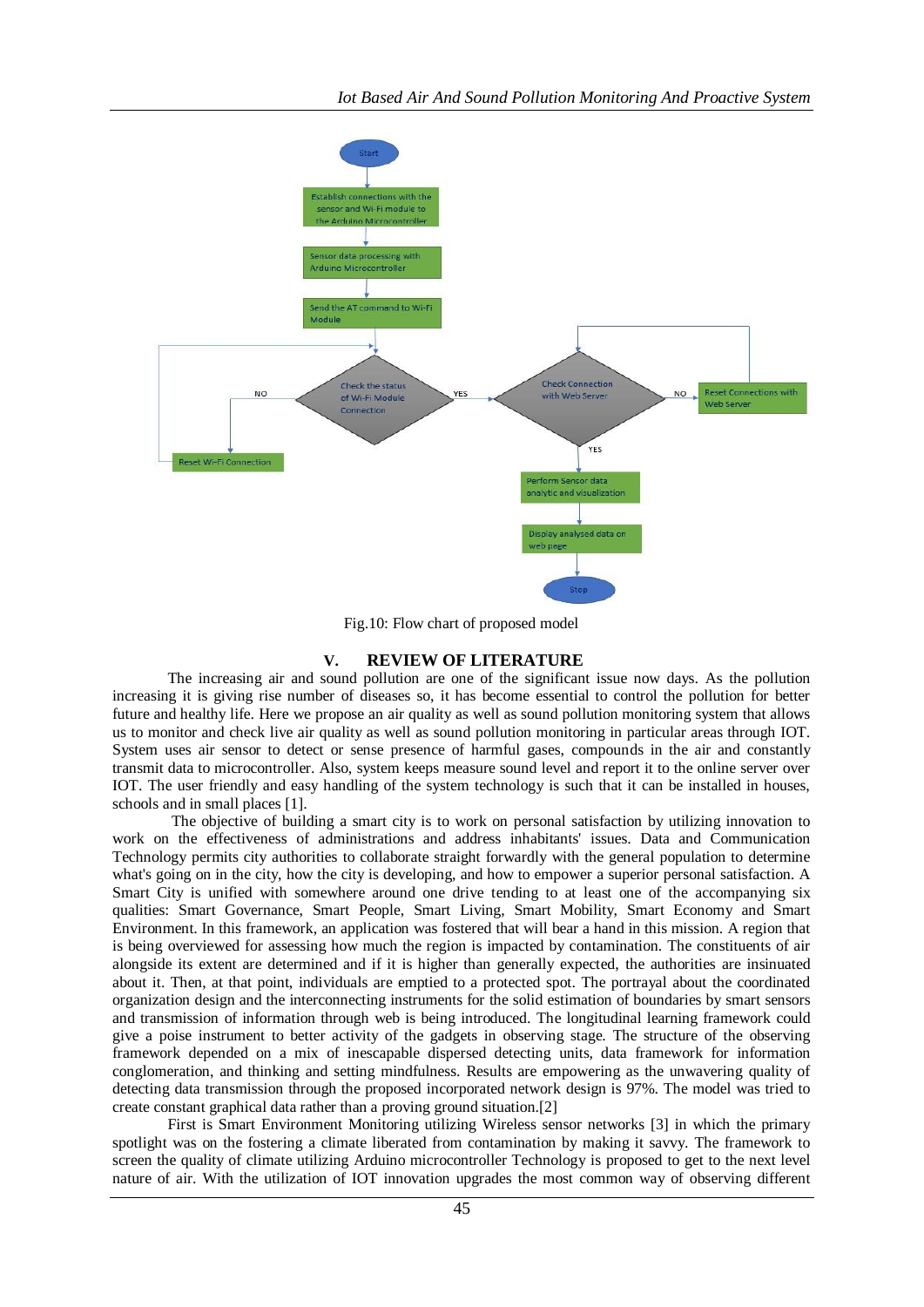Fig.10: Flow chart of proposed model

## V. REVIEW OF LITERATURE

The increasing air and sound pollution are one of the significant issue now days. As the pollution increasing it is giving rise number of diseases so, it has become essential to control the pollution for better future and healthy life. Here we propose an air quality as well as sound pollution monitoring system that allows us to monitor and check live air quality as well as sound pollution monitoring in particular areas through IOT. System uses air sensor to detect or sense presence of harmful gases, compounds in the air and constantly transmit data to microcontroller. Also, system keeps measure sound level and report it to the online server over IOT. The user friendly and easy handling of the system technology is such that it can be installed in houses, schools and in small places [1].

The objective of building a smart city is to work on personal satisfaction by utilizing innovation to work on the effectiveness of administrations and address inhabitants' issues. Data and Communication Technology permits city authorities to collaborate straight forwardly with the general population to determine what's going on in the city, how the city is developing, and how to empower a superior personal satisfaction. A Smart City is unified with somewhere around one drive tending to at least one of the accompanying six qualities: Smart Governance, Smart People, Smart Living, Smart Mobility, Smart Economy and Smart Environment. In this framework, an application was fostered that will bear a hand in this mission. A region that is being overviewed for assessing how much the region is impacted by contamination. The constituents of air alongside its extent are determined and if it is higher than generally expected, the authorities are insinuated about it. Then, at that point, individuals are emptied to a protected spot. The portrayal about the coordinated organization design and the interconnecting instruments for the solid estimation of boundaries by smart sensors and transmission of information through web is being introduced. The longitudinal learning framework could give a poise instrument to better activity of the gadgets in observing stage. The structure of the observing framework depended on a mix of inescapable dispersed detecting units, data framework for information conglomeration, and thinking and setting mindfulness. Results are empowering as the unwavering quality of detecting data transmission through the proposed incorporated network design is 97%. The model was tried to create constant graphical data rather than a proving ground situation.[2]

First is Smart Environment Monitoring utilizing Wireless sensor networks [3] in which the primary spotlight was on the fostering a climate liberated from contamination by making it savvy. The framework to screen the quality of climate utilizing Arduino microcontroller Technology is proposed to get to the next level nature of air. With the utilization of IOT innovation upgrades the most common way of observing different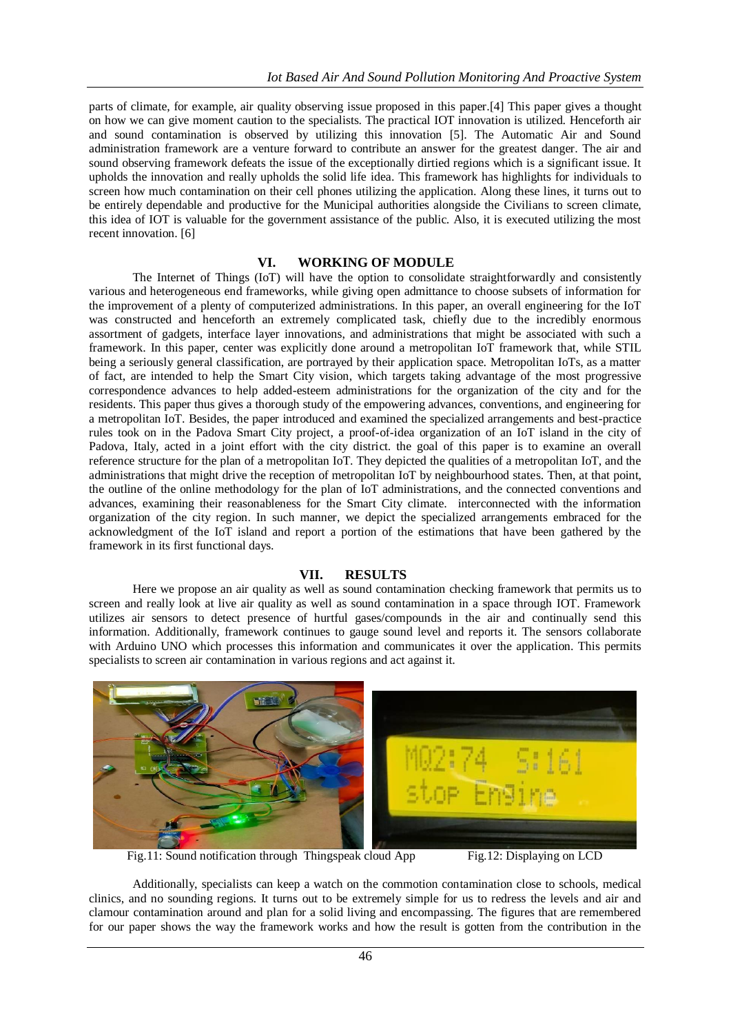parts of climate, for example, air quality observing issue proposed in this paper.[4] This paper gives a thought on how we can give moment caution to the specialists. The practical IOT innovation is utilized. Henceforth air and sound contamination is observed by utilizing this innovation [5]. The Automatic Air and Sound administration framework are a venture forward to contribute an answer for the greatest danger. The air and sound observing framework defeats the issue of the exceptionally dirtied regions which is a significant issue. It upholds the innovation and really upholds the solid life idea. This framework has highlights for individuals to screen how much contamination on their cell phones utilizing the application. Along these lines, it turns out to be entirely dependable and productive for the Municipal authorities alongside the Civilians to screen climate, this idea of IOT is valuable for the government assistance of the public. Also, it is executed utilizing the most recent innovation. [6]

## VI. WORKING OF MODULE

The Internet of Things (IoT) will have the option to consolidate straightforwardly and consistently various and heterogeneous end frameworks, while giving open admittance to choose subsets of information for the improvement of a plenty of computerized administrations. In this paper, an overall engineering for the IoT was constructed and henceforth an extremely complicated task, chiefly due to the incredibly enormous assortment of gadgets, interface layer innovations, and administrations that might be associated with such a framework. In this paper, center was explicitly done around a metropolitan IoT framework that, while STIL being a seriously general classification, are portrayed by their application space. Metropolitan IoTs, as a matter of fact, are intended to help the Smart City vision, which targets taking advantage of the most progressive correspondence advances to help added-esteem administrations for the organization of the city and for the residents. This paper thus gives a thorough study of the empowering advances, conventions, and engineering for a metropolitan IoT. Besides, the paper introduced and examined the specialized arrangements and best-practice rules took on in the Padova Smart City project, a proof-of-idea organization of an IoT island in the city of Padova, Italy, acted in a joint effort with the city district. the goal of this paper is to examine an overall reference structure for the plan of a metropolitan IoT. They depicted the qualities of a metropolitan IoT, and the administrations that might drive the reception of metropolitan IoT by neighbourhood states. Then, at that point, the outline of the online methodology for the plan of IoT administrations, and the connected conventions and advances, examining their reasonableness for the Smart City climate. interconnected with the information organization of the city region. In such manner, we depict the specialized arrangements embraced for the acknowledgment of the IoT island and report a portion of the estimations that have been gathered by the framework in its first functional days.

## VII. RESULTS

Here we propose an air quality as well as sound contamination checking framework that permits us to screen and really look at live air quality as well as sound contamination in a space through IOT. Framework utilizes air sensors to detect presence of hurtful gases/compounds in the air and continually send this information. Additionally, framework continues to gauge sound level and reports it. The sensors collaborate with Arduino UNO which processes this information and communicates it over the application. This permits specialists to screen air contamination in various regions and act against it.

Fig.11: Sound notification through Thingspeak cloud App

Fig.12: Displaying on LCD

Additionally, specialists can keep a watch on the commotion contamination close to schools, medical clinics, and no sounding regions. It turns out to be extremely simple for us to redress the levels and air and clamour contamination around and plan for a solid living and encompassing. The figures that are remembered for our paper shows the way the framework works and how the result is gotten from the contribution in the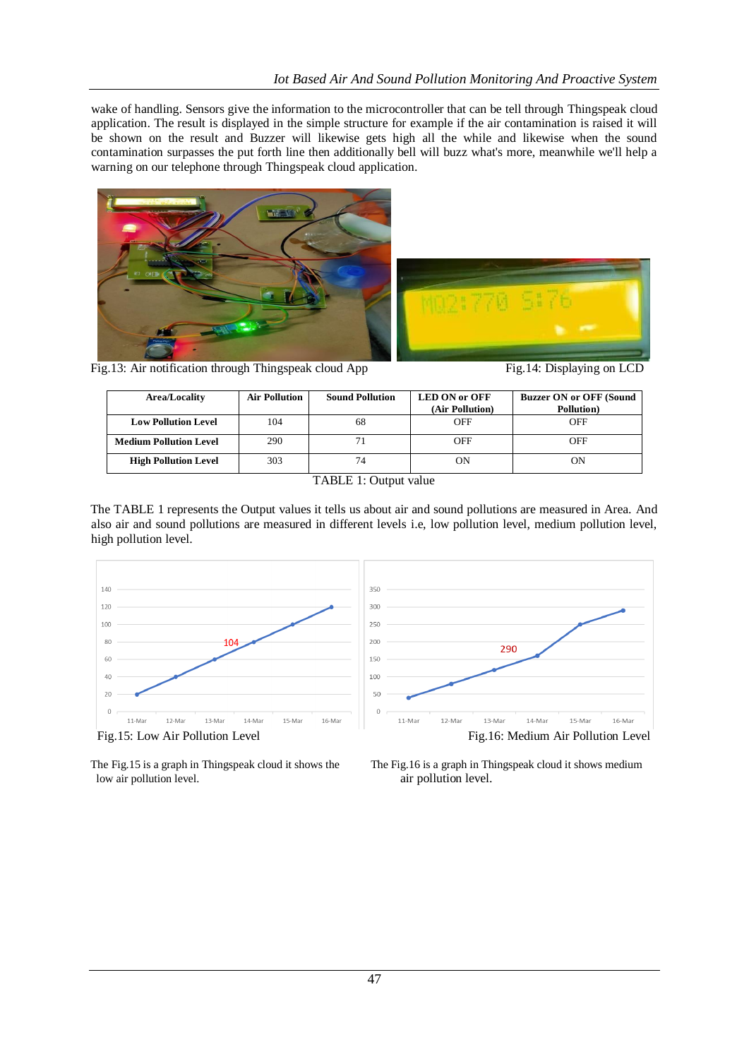wake of handling. Sensors give the information to the microcontroller that can be tell through Thingspeak cloud application. The result is displayed in the simple structure for example if the air contamination is raised it will be shown on the result and Buzzer will likewise gets high all the while and likewise when the sound contamination surpasses the put forth line then additionally bell will buzz what's more, meanwhile we'll help a warning on our telephone through Thingspeak cloud application.

Fig.13: Air notification through Thingspeak cloud App

Fig.14: Displaying on LCD

| Area/Locality | Air Pollution | Sound Pollution | LED ON or OFF (Air Pollution) | Buzzer ON or OFF (Sound Pollution) |
|---|---|---|---|---|
| Low Pollution Level | 104 | 68 | OFF | OFF |
| Medium Pollution Level | 290 | 71 | OFF | OFF |
| High Pollution Level | 303 | 74 | ON | ON |

TABLE 1: Output value

The TABLE 1 represents the Output values it tells us about air and sound pollutions are measured in Area. And also air and sound pollutions are measured in different levels i.e, low pollution level, medium pollution level, high pollution level.

Fig.15: Low Air Pollution Level

Fig.16: Medium Air Pollution Level

The Fig.15 is a graph in Thingspeak cloud it shows the low air pollution level.

The Fig.16 is a graph in Thingspeak cloud it shows medium air pollution level.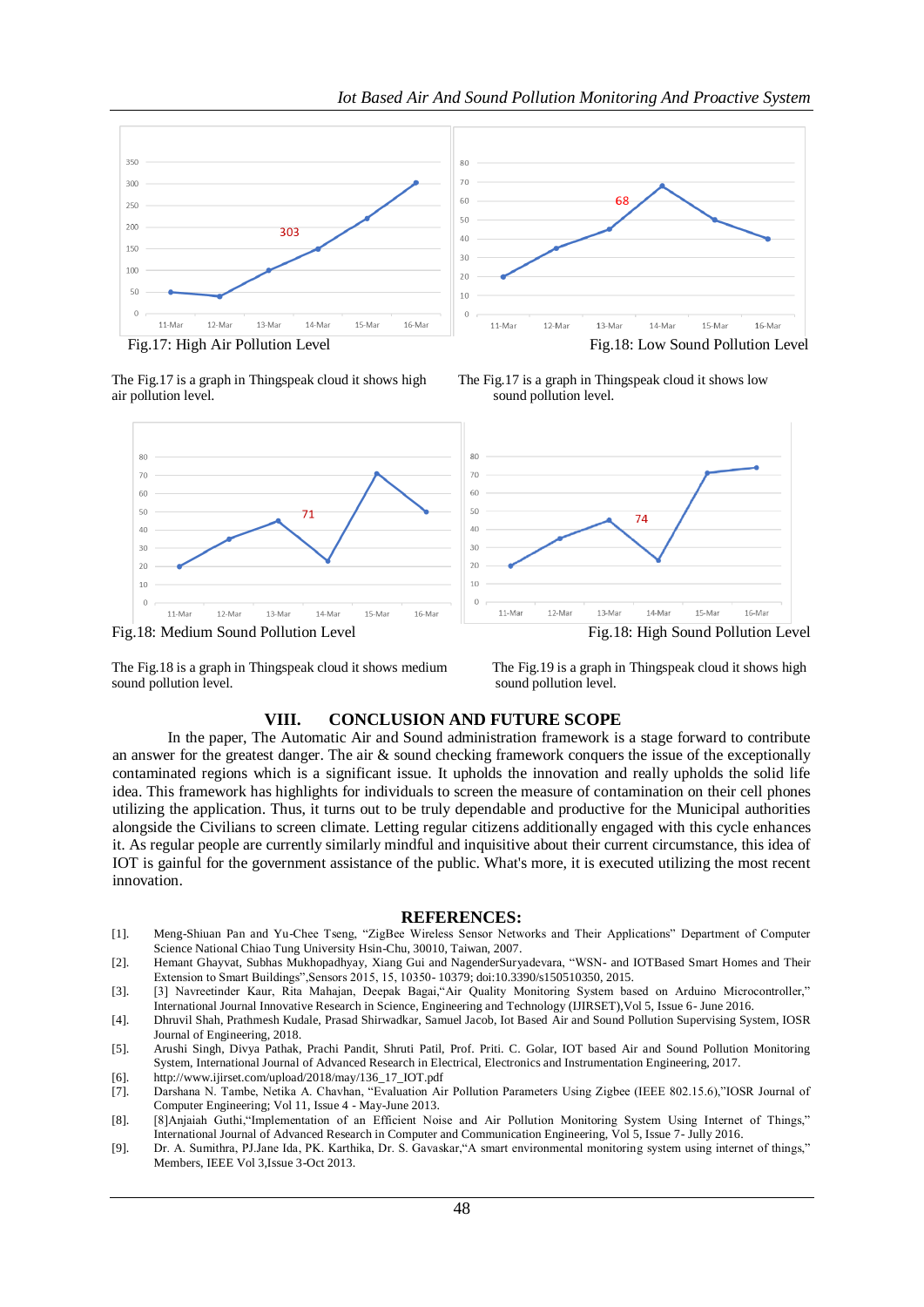Fig.17: High Air Pollution Level

The Fig.17 is a graph in Thingspeak cloud it shows high air pollution level.

Fig.18: Low Sound Pollution Level

The Fig.17 is a graph in Thingspeak cloud it shows low sound pollution level.

Fig.18: Medium Sound Pollution Level

The Fig.18 is a graph in Thingspeak cloud it shows medium sound pollution level.

Fig.18: High Sound Pollution Level

The Fig.19 is a graph in Thingspeak cloud it shows high sound pollution level.

## VIII. CONCLUSION AND FUTURE SCOPE

In the paper, The Automatic Air and Sound administration framework is a stage forward to contribute an answer for the greatest danger. The air & sound checking framework conquers the issue of the exceptionally contaminated regions which is a significant issue. It upholds the innovation and really upholds the solid life idea. This framework has highlights for individuals to screen the measure of contamination on their cell phones utilizing the application. Thus, it turns out to be truly dependable and productive for the Municipal authorities alongside the Civilians to screen climate. Letting regular citizens additionally engaged with this cycle enhances it. As regular people are currently similarly mindful and inquisitive about their current circumstance, this idea of IOT is gainful for the government assistance of the public. What's more, it is executed utilizing the most recent innovation.

## REFERENCES:

[1]. Meng-Shiuan Pan and Yu-Chee Tseng, "ZigBee Wireless Sensor Networks and Their Applications" Department of Computer Science National Chiao Tung University Hsin-Chu, 30010, Taiwan, 2007.

[2]. Hemant Ghayvat, Subhas Mukhopadhyay, Xiang Gui and NagenderSuryadevara, "WSN- and IOTBased Smart Homes and Their Extension to Smart Buildings",Sensors 2015, 15, 10350- 10379; doi:10.3390/s150510350, 2015.

[3]. [3] Navreetinder Kaur, Rita Mahajan, Deepak Bagai,"Air Quality Monitoring System based on Arduino Microcontroller," International Journal Innovative Research in Science, Engineering and Technology (IJIRSET),Vol 5, Issue 6- June 2016.

[4]. Dhruvil Shah, Prathmesh Kudale, Prasad Shirwadkar, Samuel Jacob, Iot Based Air and Sound Pollution Supervising System, IOSR Journal of Engineering, 2018.

[5]. Arushi Singh, Divya Pathak, Prachi Pandit, Shruti Patil, Prof. Priti. C. Golar, IOT based Air and Sound Pollution Monitoring System, International Journal of Advanced Research in Electrical, Electronics and Instrumentation Engineering, 2017.

[6]. http://www.ijirset.com/upload/2018/may/136_17_IOT.pdf

[7]. Darshana N. Tambe, Netika A. Chavhan, "Evaluation Air Pollution Parameters Using Zigbee (IEEE 802.15.6),"IOSR Journal of Computer Engineering; Vol 11, Issue 4 - May-June 2013.

[8]. [8]Anjaiah Guthi,"Implementation of an Efficient Noise and Air Pollution Monitoring System Using Internet of Things," International Journal of Advanced Research in Computer and Communication Engineering, Vol 5, Issue 7- Jully 2016.

[9]. Dr. A. Sumithra, PJ.Jane Ida, PK. Karthika, Dr. S. Gavaskar,"A smart environmental monitoring system using internet of things," Members, IEEE Vol 3,Issue 3-Oct 2013.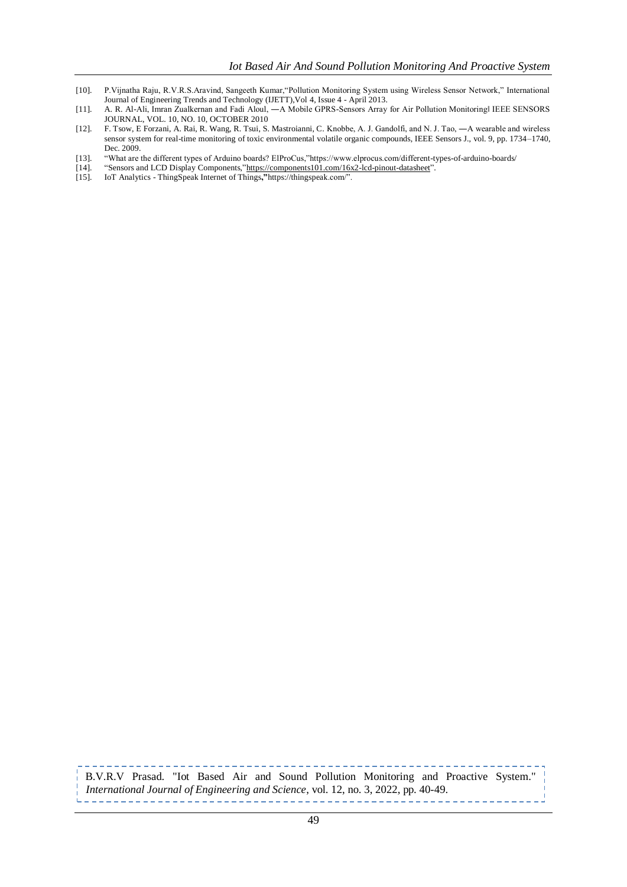[10]. P.Vijnatha Raju, R.V.R.S.Aravind, Sangeeth Kumar,"Pollution Monitoring System using Wireless Sensor Network," International Journal of Engineering Trends and Technology (IJETT),Vol 4, Issue 4 - April 2013.

[11]. A. R. Al-Ali, Imran Zualkernan and Fadi Aloul, ―A Mobile GPRS-Sensors Array for Air Pollution Monitoring‖ IEEE SENSORS JOURNAL, VOL. 10, NO. 10, OCTOBER 2010

[12]. F. Tsow, E Forzani, A. Rai, R. Wang, R. Tsui, S. Mastroianni, C. Knobbe, A. J. Gandolfi, and N. J. Tao, ―A wearable and wireless sensor system for real-time monitoring of toxic environmental volatile organic compounds, IEEE Sensors J., vol. 9, pp. 1734–1740, Dec. 2009.

[13]. "What are the different types of Arduino boards? ElProCus,"https://www.elprocus.com/different-types-of-arduino-boards/

[14]. "Sensors and LCD Display Components,"https://components101.com/16x2-lcd-pinout-datasheet".

[15]. IoT Analytics - ThingSpeak Internet of Things**,"**https://thingspeak.com/".

B.V.R.V Prasad. "Iot Based Air and Sound Pollution Monitoring and Proactive System." *International Journal of Engineering and Science*, vol. 12, no. 3, 2022, pp. 40-49.